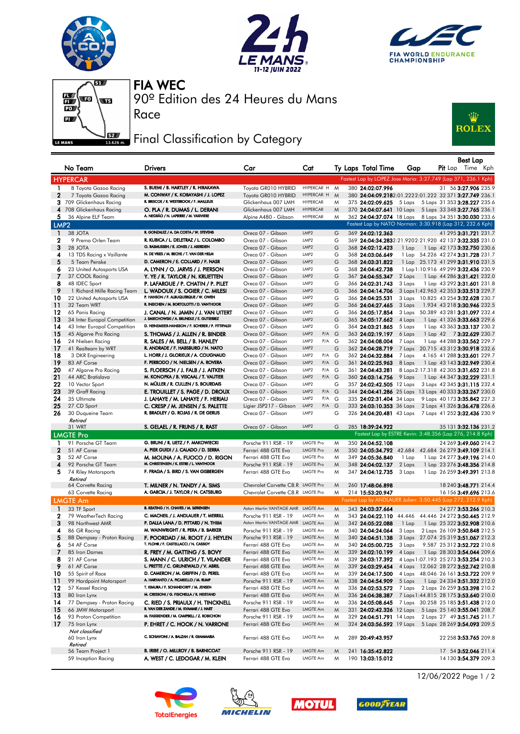# FIA WEC

## 90º Edition des 24 Heures du Mans

Race

## Final Classification by Category

| No | Team | Drivers | Car | Cat | Ty | Laps | Total Time | Gap | Pit | Best Lap Lap | Best Lap Time | Best Lap Kph |
|---|---|---|---|---|---|---|---|---|---|---|---|---|
| **HYPERCAR** | | | | | | | | Fastest Lap by LOPEZ Jose Maria: 3:27.749 (Lap 371, 236.1 Kph) | | | | |
| 1 | 8 Toyota Gazoo Racing | S. BUEMI / B. HARTLEY / R. HIRAKAWA | Toyota GR010 HYBRID | HYPERCAR H | M | 380 | 24:02:07.996 | | 31 | 56 | 3:27.906 | 235.9 |
| 2 | 7 Toyota Gazoo Racing | M. CONWAY / K. KOBAYASHI / J. LOPEZ | Toyota GR010 HYBRID | HYPERCAR H | M | 380 | 24:04:09.218 | 2:01.222 2:01.222 | 32 | 371 | 3:27.749 | 236.1 |
| 3 | 709 Glickenhaus Racing | R. BRISCOE / R. WESTBROOK / F. MAILLEUX | Glickenhaus 007 LMH | HYPERCAR | M | 375 | 24:02:09.625 | 5 Laps 5 Laps | 31 | 353 | 3:28.227 | 235.6 |
| 4 | 708 Glickenhaus Racing | O. PLA / R. DUMAS / L. DERANI | Glickenhaus 007 LMH | HYPERCAR | M | 370 | 24:04:07.641 | 10 Laps 5 Laps | 33 | 348 | 3:27.765 | 236.1 |
| 5 | 36 Alpine ELF Team | A. NEGRÃO / N. LAPIERRE / M. VAXIVIERE | Alpine A480 - Gibson | HYPERCAR | M | 362 | 24:04:37.074 | 18 Laps 8 Laps | 34 | 351 | 3:30.030 | 233.6 |
| **LMP2** | | | | | | | | Fastest Lap by NATO Norman: 3:30.918 (Lap 312, 232.6 Kph) | | | | |
| 1 | 38 JOTA | R. GONZALEZ / A. DA COSTA / W. STEVENS | Oreca 07 - Gibson | LMP2 | G | 369 | 24:02:12.363 | | 41 | 295 | 3:31.721 | 231.7 |
| 2 | 9 Prema Orlen Team | R. KUBICA / L. DELETRAZ / L. COLOMBO | Oreca 07 - Gibson | LMP2 | G | 369 | 24:04:34.283 | 2:21.920 2:21.920 | 42 | 137 | 3:32.335 | 231.0 |
| 3 | 28 JOTA | O. RASMUSSEN / E. JONES / J. ABERDEIN | Oreca 07 - Gibson | LMP2 | G | 368 | 24:02:12.423 | 1 Lap 1 Lap | 42 | 173 | 3:32.750 | 230.6 |
| 4 | 13 TDS Racing x Vaillante | N. DE VRIES / M. BECHE / T. VAN DER HELM | Oreca 07 - Gibson | LMP2 | G | 368 | 24:03:06.649 | 1 Lap 54.226 | 42 | 274 | 3:31.728 | 231.7 |
| 5 | 5 Team Penske | D. CAMERON / E. COLLARD / F. NASR | Oreca 07 - Gibson | LMP2 | G | 368 | 24:03:31.822 | 1 Lap 25.173 | 41 | 299 | 3:31.910 | 231.5 |
| 6 | 23 United Autosports USA | A. LYNN / O. JARVIS / J. PIERSON | Oreca 07 - Gibson | LMP2 | G | 368 | 24:04:42.738 | 1 Lap 1:10.916 | 49 | 299 | 3:32.436 | 230.9 |
| 7 | 37 COOL Racing | Y. YE / R. TAYLOR / N. KRUETTEN | Oreca 07 - Gibson | LMP2 | G | 367 | 24:04:55.347 | 2 Laps 1 Lap | 44 | 286 | 3:31.421 | 232.0 |
| 8 | 48 IDEC Sport | P. LAFARGUE / P. CHATIN / P. PILET | Oreca 07 - Gibson | LMP2 | G | 366 | 24:02:31.743 | 3 Laps 1 Lap | 43 | 292 | 3:31.601 | 231.8 |
| 9 | 1 Richard Mille Racing Team | L. WADOUX / S. OGIER / C. MILESI | Oreca 07 - Gibson | LMP2 | G | 366 | 24:04:14.706 | 3 Laps 1:42.963 | 42 | 353 | 3:33.513 | 229.7 |
| 10 | 22 United Autosports USA | P. HANSON / F. ALBUQUERQUE / W. OWEN | Oreca 07 - Gibson | LMP2 | G | 366 | 24:04:25.531 | 3 Laps 10.825 | 43 | 254 | 3:32.628 | 230.7 |
| 11 | 32 Team WRT | R. INEICHEN / M. BORTOLOTTI / D. VANTHOOR | Oreca 07 - Gibson | LMP2 | G | 366 | 24:04:27.465 | 3 Laps 1.934 | 43 | 218 | 3:30.946 | 232.5 |
| 12 | 65 Panis Racing | J. CANAL / N. JAMIN / J. VAN UITERT | Oreca 07 - Gibson | LMP2 | G | 366 | 24:05:17.854 | 3 Laps 50.389 | 43 | 281 | 3:31.097 | 232.4 |
| 13 | 34 Inter Europol Competition | J. SMIECHOWSKI / A. BRUNDLE / E. GUTIERREZ | Oreca 07 - Gibson | LMP2 | G | 365 | 24:05:17.662 | 4 Laps 1 Lap | 41 | 326 | 3:33.663 | 229.6 |
| 14 | 43 Inter Europol Competition | D. HEINEMEIER-HANSSON / F. SCHERER / P. FITTIPALDI | Oreca 07 - Gibson | LMP2 | G | 364 | 24:03:21.865 | 5 Laps 1 Lap | 43 | 363 | 3:33.137 | 230.2 |
| 15 | 45 Algarve Pro Racing | S. THOMAS / J. ALLEN / R. BINDER | Oreca 07 - Gibson | LMP2 P/A | G | 363 | 24:02:19.197 | 6 Laps 1 Lap | 42 | 7 | 3:32.629 | 230.7 |
| 16 | 24 Nielsen Racing | R. SALES / M. BELL / B. HANLEY | Oreca 07 - Gibson | LMP2 P/A | G | 362 | 24:04:08.004 | 7 Laps 1 Lap | 44 | 288 | 3:33.562 | 229.7 |
| 17 | 41 Realteam by WRT | R. ANDRADE / F. HABSBURG / N. NATO | Oreca 07 - Gibson | LMP2 | G | 362 | 24:04:28.719 | 7 Laps 20.715 | 43 | 312 | 3:30.918 | 232.6 |
| 18 | 3 DKR Engineering | L. HORR / J. GLORIEUX / A. COUGNAUD | Oreca 07 - Gibson | LMP2 P/A | G | 362 | 24:04:32.884 | 7 Laps 4.165 | 41 | 288 | 3:33.601 | 229.7 |
| 19 | 83 AF Corse | F. PERRODO / N. NIELSEN / A. ROVERA | Oreca 07 - Gibson | LMP2 P/A | G | 361 | 24:02:25.963 | 8 Laps 1 Lap | 43 | 143 | 3:32.949 | 230.4 |
| 20 | 47 Algarve Pro Racing | S. FLOERSCH / J. FALB / J. AITKEN | Oreca 07 - Gibson | LMP2 P/A | G | 361 | 24:04:43.281 | 8 Laps 2:17.318 | 42 | 305 | 3:31.652 | 231.8 |
| 21 | 44 ARC Bratislava | M. KONOPKA / B. VISCAAL / T. VAUTIER | Oreca 07 - Gibson | LMP2 P/A | G | 360 | 24:03:14.756 | 9 Laps 1 Lap | 44 | 347 | 3:32.229 | 231.1 |
| 22 | 10 Vector Sport | N. MÜLLER / R. CULLEN / S. BOURDAIS | Oreca 07 - Gibson | LMP2 | G | 357 | 24:02:42.505 | 12 Laps 3 Laps | 42 | 345 | 3:31.115 | 232.4 |
| 23 | 39 Graff Racing | E. TROUILLET / S. PAGE / D. DROUX | Oreca 07 - Gibson | LMP2 P/A | G | 344 | 24:04:41.286 | 25 Laps 13 Laps | 40 | 333 | 3:33.267 | 230.0 |
| 24 | 35 Ultimate | J. LAHAYE / M. LAHAYE / F. HERIAU | Oreca 07 - Gibson | LMP2 P/A | G | 335 | 24:02:31.404 | 34 Laps 9 Laps | 40 | 173 | 3:35.842 | 227.3 |
| 25 | 27 CD Sport | C. CRESP / M. JENSEN / S. PALETTE | Ligier JSP217 - Gibson | LMP2 P/A | G | 333 | 24:03:10.353 | 36 Laps 2 Laps | 41 | 326 | 3:36.478 | 226.6 |
| 26 | 30 Duqueine Team | R. BRADLEY / G. ROJAS / R. DE GERUS | Oreca 07 - Gibson | LMP2 | G | 326 | 24:04:20.481 | 43 Laps 7 Laps | 41 | 252 | 3:32.436 | 230.9 |
| *Retired* | | | | | | | | | | | | |
| | 31 WRT | S. GELAEL / R. FRIJNS / R. RAST | Oreca 07 - Gibson | LMP2 | G | 285 | 18:39:24.922 | | 35 | 131 | 3:32.136 | 231.2 |
| **LMGTE Pro** | | | | | | | | Fastest Lap by ESTRE Kevin: 3:48.356 (Lap 276, 214.8 Kph) | | | | |
| 1 | 91 Porsche GT Team | G. BRUNI / R. LIETZ / F. MAKOWIECKI | Porsche 911 RSR - 19 | LMGTE Pro | M | 350 | 24:04:52.108 | | 24 | 269 | 3:49.060 | 214.2 |
| 2 | 51 AF Corse | A. PIER GUIDI / J. CALADO / D. SERRA | Ferrari 488 GTE Evo | LMGTE Pro | M | 350 | 24:05:34.792 | 42.684 42.684 | 26 | 279 | 3:49.109 | 214.1 |
| 3 | 52 AF Corse | M. MOLINA / A. FUOCO / D. RIGON | Ferrari 488 GTE Evo | LMGTE Pro | M | 349 | 24:05:36.840 | 1 Lap 1 Lap | 24 | 277 | 3:49.196 | 214.0 |
| 4 | 92 Porsche GT Team | M. CHRISTENSEN / K. ESTRE / L. VANTHOOR | Porsche 911 RSR - 19 | LMGTE Pro | M | 348 | 24:04:02.137 | 2 Laps 1 Lap | 23 | 276 | 3:48.356 | 214.8 |
| 5 | 74 Riley Motorsports | F. FRAGA / S. BIRD / S. VAN GISBERGEN | Ferrari 488 GTE Evo | LMGTE Pro | M | 347 | 24:04:12.735 | 3 Laps 1 Lap | 26 | 259 | 3:49.391 | 213.8 |
| *Retired* | | | | | | | | | | | | |
| | 64 Corvette Racing | T. MILNER / N. TANDY / A. SIMS | Chevrolet Corvette C8.R | LMGTE Pro | M | 260 | 17:48:06.898 | | 18 | 240 | 3:48.771 | 214.4 |
| | 63 Corvette Racing | A. GARCIA / J. TAYLOR / N. CATSBURG | Chevrolet Corvette C8.R | LMGTE Pro | M | 214 | 15:53:20.947 | | 16 | 156 | 3:49.696 | 213.6 |
| **LMGTE Am** | | | | | | | | Fastest Lap by ANDLAUER Julien: 3:50.445 (Lap 272, 212.9 Kph) | | | | |
| 1 | 33 TF Sport | B. KEATING / H. CHAVES / M. SØRENSEN | Aston Martin VANTAGE AMR | LMGTE Am | M | 343 | 24:03:37.664 | | 24 | 277 | 3:53.266 | 210.3 |
| 2 | 79 WeatherTech Racing | C. MACNEIL / J. ANDLAUER / T. MERRILL | Porsche 911 RSR - 19 | LMGTE Am | M | 343 | 24:04:22.110 | 44.446 44.446 | 24 | 272 | 3:50.445 | 212.9 |
| 3 | 98 Northwest AMR | P. DALLA LANA / D. PITTARD / N. THIIM | Aston Martin VANTAGE AMR | LMGTE Am | M | 342 | 24:05:22.088 | 1 Lap 1 Lap | 25 | 322 | 3:52.908 | 210.6 |
| 4 | 86 GR Racing | M. WAINWRIGHT / R. PERA / B. BARKER | Porsche 911 RSR - 19 | LMGTE Am | M | 340 | 24:04:24.064 | 3 Laps 2 Laps | 26 | 109 | 3:50.848 | 212.5 |
| 5 | 88 Dempsey - Proton Racing | F. POORDAD / M. ROOT / J. HEYLEN | Porsche 911 RSR - 19 | LMGTE Am | M | 340 | 24:04:51.138 | 3 Laps 27.074 | 25 | 319 | 3:51.067 | 212.3 |
| 6 | 54 AF Corse | T. FLOHR / F. CASTELLACCI / N. CASSIDY | Ferrari 488 GTE Evo | LMGTE Am | M | 340 | 24:05:00.725 | 3 Laps 9.587 | 25 | 312 | 3:52.722 | 210.8 |
| 7 | 85 Iron Dames | R. FREY / M. GATTING / S. BOVY | Ferrari 488 GTE Evo | LMGTE Am | M | 339 | 24:02:10.199 | 4 Laps 1 Lap | 24 | 334 | 3:54.044 | 209.6 |
| 8 | 21 AF Corse | S. MANN / C. ULRICH / T. VILANDER | Ferrari 488 GTE Evo | LMGTE Am | M | 339 | 24:03:17.392 | 4 Laps 1:07.193 | 25 | 273 | 3:53.254 | 210.3 |
| 9 | 61 AF Corse | L. PRETTE / C. GRUNEWALD / V. ABRIL | Ferrari 488 GTE Evo | LMGTE Am | M | 339 | 24:03:29.454 | 4 Laps 12.062 | 28 | 272 | 3:52.742 | 210.8 |
| 10 | 55 Spirit of Race | D. CAMERON / M. GRIFFIN / D. PEREL | Ferrari 488 GTE Evo | LMGTE Am | M | 339 | 24:04:17.500 | 4 Laps 48.046 | 26 | 161 | 3:53.722 | 209.9 |
| 11 | 99 Hardpoint Motorsport | A. HARYANTO / A. PICARIELLO / M. RUMP | Porsche 911 RSR - 19 | LMGTE Am | M | 338 | 24:04:54.909 | 5 Laps 1 Lap | 24 | 334 | 3:51.332 | 212.0 |
| 12 | 57 Kessel Racing | T. KIMURA / F. SCHANDORFF / M. JENSEN | Ferrari 488 GTE Evo | LMGTE Am | M | 336 | 24:02:53.572 | 7 Laps 2 Laps | 26 | 259 | 3:53.398 | 210.2 |
| 13 | 80 Iron Lynx | M. CRESSONI / G. FISICHELLA / R. HEISTAND | Ferrari 488 GTE Evo | LMGTE Am | M | 336 | 24:04:38.387 | 7 Laps 1:44.815 | 28 | 175 | 3:53.640 | 210.0 |
| 14 | 77 Dempsey - Proton Racing | C. RIED / S. PRIAULX / H. TINCKNELL | Porsche 911 RSR - 19 | LMGTE Am | M | 336 | 24:05:08.645 | 7 Laps 30.258 | 25 | 185 | 3:51.808 | 212.0 |
| 15 | 66 JMW Motorsport | R. VAN DER ZANDE / M. KVAMME / J. HART | Ferrari 488 GTE Evo | LMGTE Am | M | 331 | 24:02:42.326 | 12 Laps 5 Laps | 25 | 140 | 3:55.041 | 208.7 |
| 16 | 93 Proton Competition | M. FASSBENDER / M. CAMPBELL / Z. ROBICHON | Porsche 911 RSR - 19 | LMGTE Am | M | 329 | 24:04:51.791 | 14 Laps 2 Laps | 27 | 49 | 3:51.745 | 211.7 |
| 17 | 75 Iron Lynx | P. EHRET / C. HOOK / N. VARRONE | Ferrari 488 GTE Evo | LMGTE Am | M | 324 | 24:03:56.592 | 19 Laps 5 Laps | 28 | 269 | 3:54.093 | 209.5 |
| *Not classified* | | | | | | | | | | | | |
| | 60 Iron Lynx | C. SCHIAVONI / A. BALZAN / R. GIAMMARIA | Ferrari 488 GTE Evo | LMGTE Am | M | 289 | 20:49:43.957 | | 22 | 258 | 3:53.765 | 209.8 |
| *Retired* | | | | | | | | | | | | |
| | 56 Team Project 1 | B. IRIBE / O. MILLROY / B. BARNICOAT | Porsche 911 RSR - 19 | LMGTE Am | M | 241 | 16:35:42.822 | | 17 | 54 | 3:52.066 | 211.4 |
| | 59 Inception Racing | A. WEST / C. LEDOGAR / M. KLEIN | Ferrari 488 GTE Evo | LMGTE Am | M | 190 | 13:03:15.012 | | 14 | 130 | 3:54.379 | 209.3 |

12/06/2022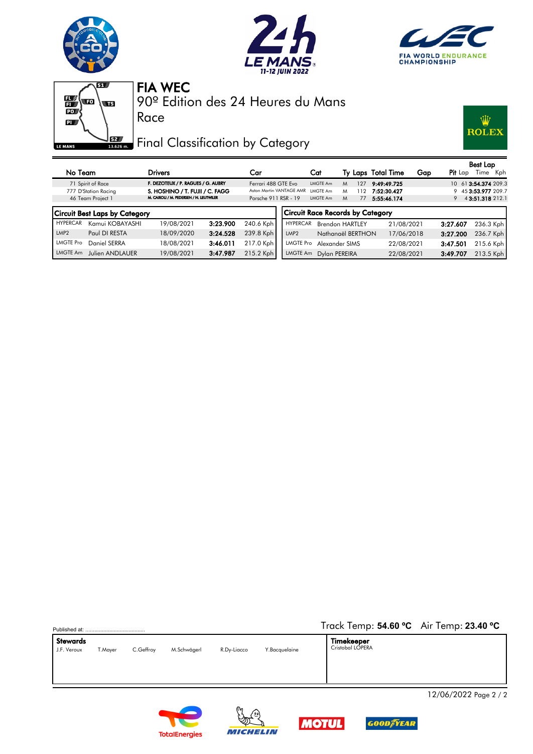# FIA WEC

## 90º Edition des 24 Heures du Mans

## Race

## Final Classification by Category

| No | Team | Drivers | Car | Cat | Ty | Laps | Total Time | Gap | Pit | Best Lap Lap | Best Lap Time | Best Lap Kph |
|---|---|---|---|---|---|---|---|---|---|---|---|---|
| 71 | Spirit of Race | F. DEZOTEUX / P. RAGUES / G. AUBRY | Ferrari 488 GTE Evo | LMGTE Am | M | 127 | 9:49:49.725 | | 10 | 61 | 3:54.374 | 209.3 |
| 777 | D'Station Racing | S. HOSHINO / T. FUJII / C. FAGG | Aston Martin VANTAGE AMR | LMGTE Am | M | 112 | 7:52:30.427 | | 9 | 45 | 3:53.977 | 209.7 |
| 46 | Team Project 1 | M. CAIROLI / M. PEDERSEN / N. LEUTWILER | Porsche 911 RSR - 19 | LMGTE Am | M | 77 | 5:55:46.174 | | 9 | 4 | 3:51.318 | 212.1 |

### Circuit Best Laps by Category

| Category | Driver | Date | Time | Speed |
|---|---|---|---|---|
| HYPERCAR | Kamui KOBAYASHI | 19/08/2021 | 3:23.900 | 240.6 Kph |
| LMP2 | Paul DI RESTA | 18/09/2020 | 3:24.528 | 239.8 Kph |
| LMGTE Pro | Daniel SERRA | 18/08/2021 | 3:46.011 | 217.0 Kph |
| LMGTE Am | Julien ANDLAUER | 19/08/2021 | 3:47.987 | 215.2 Kph |

### Circuit Race Records by Category

| Category | Driver | Date | Time | Speed |
|---|---|---|---|---|
| HYPERCAR | Brendon HARTLEY | 21/08/2021 | 3:27.607 | 236.3 Kph |
| LMP2 | Nathanaël BERTHON | 17/06/2018 | 3:27.200 | 236.7 Kph |
| LMGTE Pro | Alexander SIMS | 22/08/2021 | 3:47.501 | 215.6 Kph |
| LMGTE Am | Dylan PEREIRA | 22/08/2021 | 3:49.707 | 213.5 Kph |

Published at: ........................................

Track Temp: **54.60 ºC** Air Temp: **23.40 ºC**

**Stewards**
J.F. Veroux, T.Mayer, C.Geffroy, M.Schwägerl, R.Dy-Liacco, Y.Bacquelaine

**Timekeeper**
Cristobal LOPERA

12/06/2022